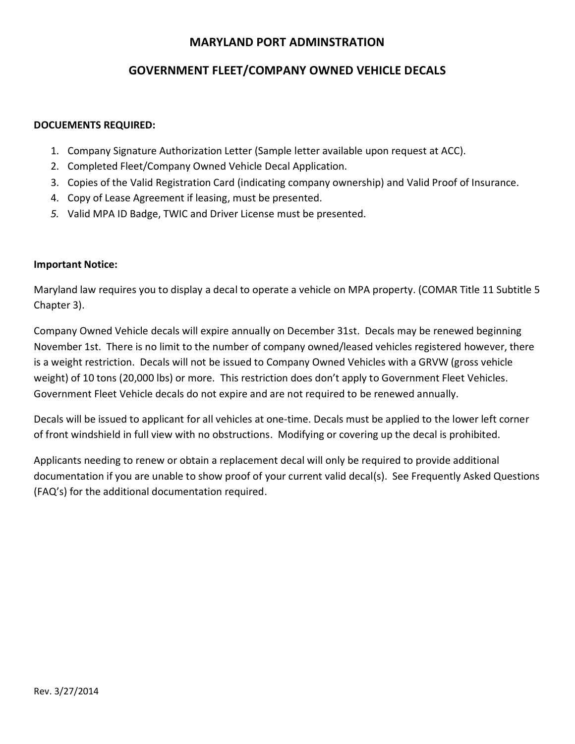# MARYLAND PORT ADMINSTRATION

## GOVERNMENT FLEET/COMPANY OWNED VEHICLE DECALS

**DOCUEMENTS REQUIRED:**

1. Company Signature Authorization Letter (Sample letter available upon request at ACC).
2. Completed Fleet/Company Owned Vehicle Decal Application.
3. Copies of the Valid Registration Card (indicating company ownership) and Valid Proof of Insurance.
4. Copy of Lease Agreement if leasing, must be presented.
5. Valid MPA ID Badge, TWIC and Driver License must be presented.

**Important Notice:**

Maryland law requires you to display a decal to operate a vehicle on MPA property. (COMAR Title 11 Subtitle 5 Chapter 3).

Company Owned Vehicle decals will expire annually on December 31st. Decals may be renewed beginning November 1st. There is no limit to the number of company owned/leased vehicles registered however, there is a weight restriction. Decals will not be issued to Company Owned Vehicles with a GRVW (gross vehicle weight) of 10 tons (20,000 lbs) or more. This restriction does don't apply to Government Fleet Vehicles. Government Fleet Vehicle decals do not expire and are not required to be renewed annually.

Decals will be issued to applicant for all vehicles at one-time. Decals must be applied to the lower left corner of front windshield in full view with no obstructions. Modifying or covering up the decal is prohibited.

Applicants needing to renew or obtain a replacement decal will only be required to provide additional documentation if you are unable to show proof of your current valid decal(s). See Frequently Asked Questions (FAQ's) for the additional documentation required.

Rev. 3/27/2014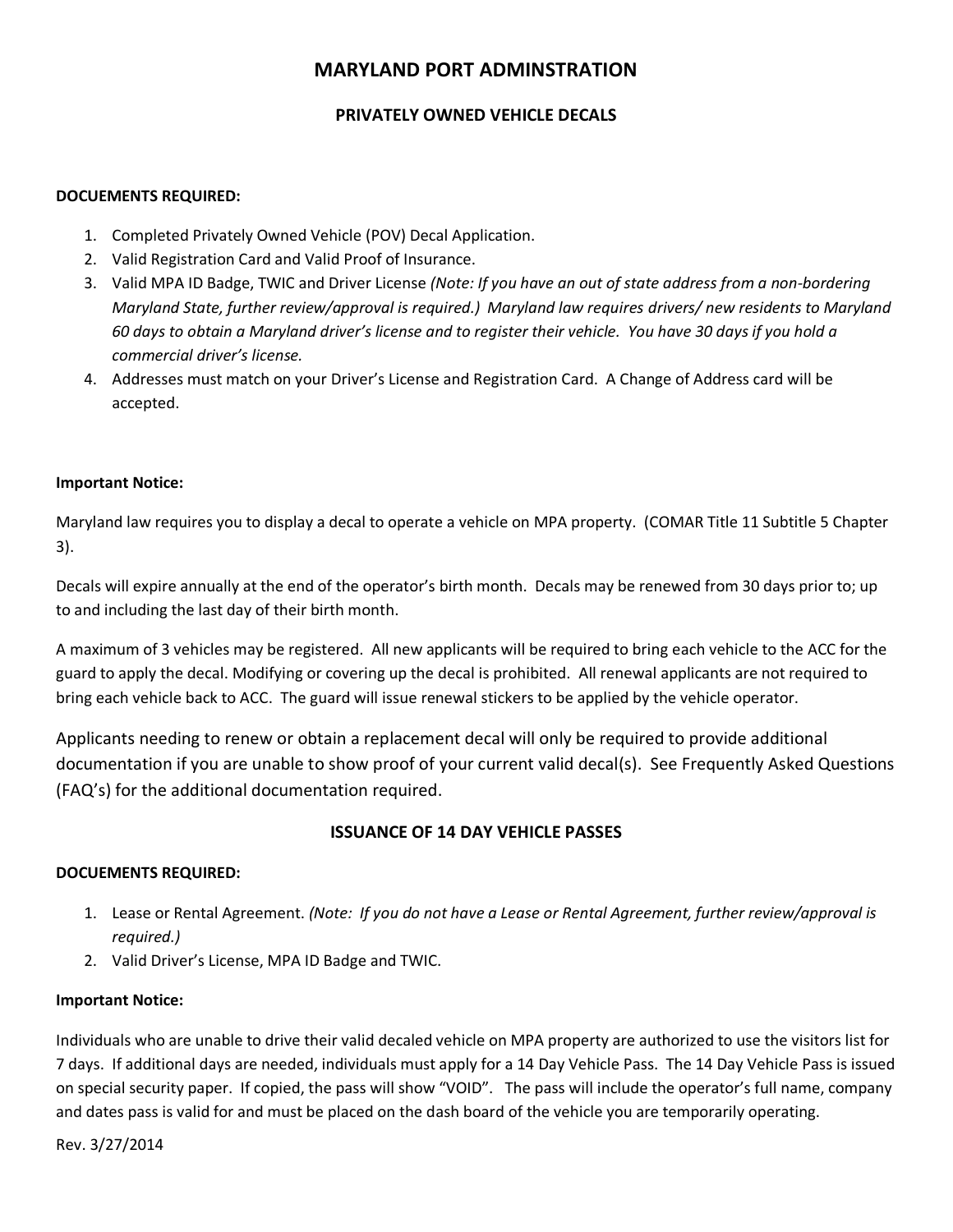# MARYLAND PORT ADMINSTRATION

## PRIVATELY OWNED VEHICLE DECALS

**DOCUEMENTS REQUIRED:**

1. Completed Privately Owned Vehicle (POV) Decal Application.
2. Valid Registration Card and Valid Proof of Insurance.
3. Valid MPA ID Badge, TWIC and Driver License *(Note: If you have an out of state address from a non-bordering Maryland State, further review/approval is required.) Maryland law requires drivers/ new residents to Maryland 60 days to obtain a Maryland driver's license and to register their vehicle. You have 30 days if you hold a commercial driver's license.*
4. Addresses must match on your Driver's License and Registration Card. A Change of Address card will be accepted.

**Important Notice:**

Maryland law requires you to display a decal to operate a vehicle on MPA property. (COMAR Title 11 Subtitle 5 Chapter 3).

Decals will expire annually at the end of the operator's birth month. Decals may be renewed from 30 days prior to; up to and including the last day of their birth month.

A maximum of 3 vehicles may be registered. All new applicants will be required to bring each vehicle to the ACC for the guard to apply the decal. Modifying or covering up the decal is prohibited. All renewal applicants are not required to bring each vehicle back to ACC. The guard will issue renewal stickers to be applied by the vehicle operator.

Applicants needing to renew or obtain a replacement decal will only be required to provide additional documentation if you are unable to show proof of your current valid decal(s). See Frequently Asked Questions (FAQ's) for the additional documentation required.

## ISSUANCE OF 14 DAY VEHICLE PASSES

**DOCUEMENTS REQUIRED:**

1. Lease or Rental Agreement. *(Note: If you do not have a Lease or Rental Agreement, further review/approval is required.)*
2. Valid Driver's License, MPA ID Badge and TWIC.

**Important Notice:**

Individuals who are unable to drive their valid decaled vehicle on MPA property are authorized to use the visitors list for 7 days. If additional days are needed, individuals must apply for a 14 Day Vehicle Pass. The 14 Day Vehicle Pass is issued on special security paper. If copied, the pass will show "VOID". The pass will include the operator's full name, company and dates pass is valid for and must be placed on the dash board of the vehicle you are temporarily operating.

Rev. 3/27/2014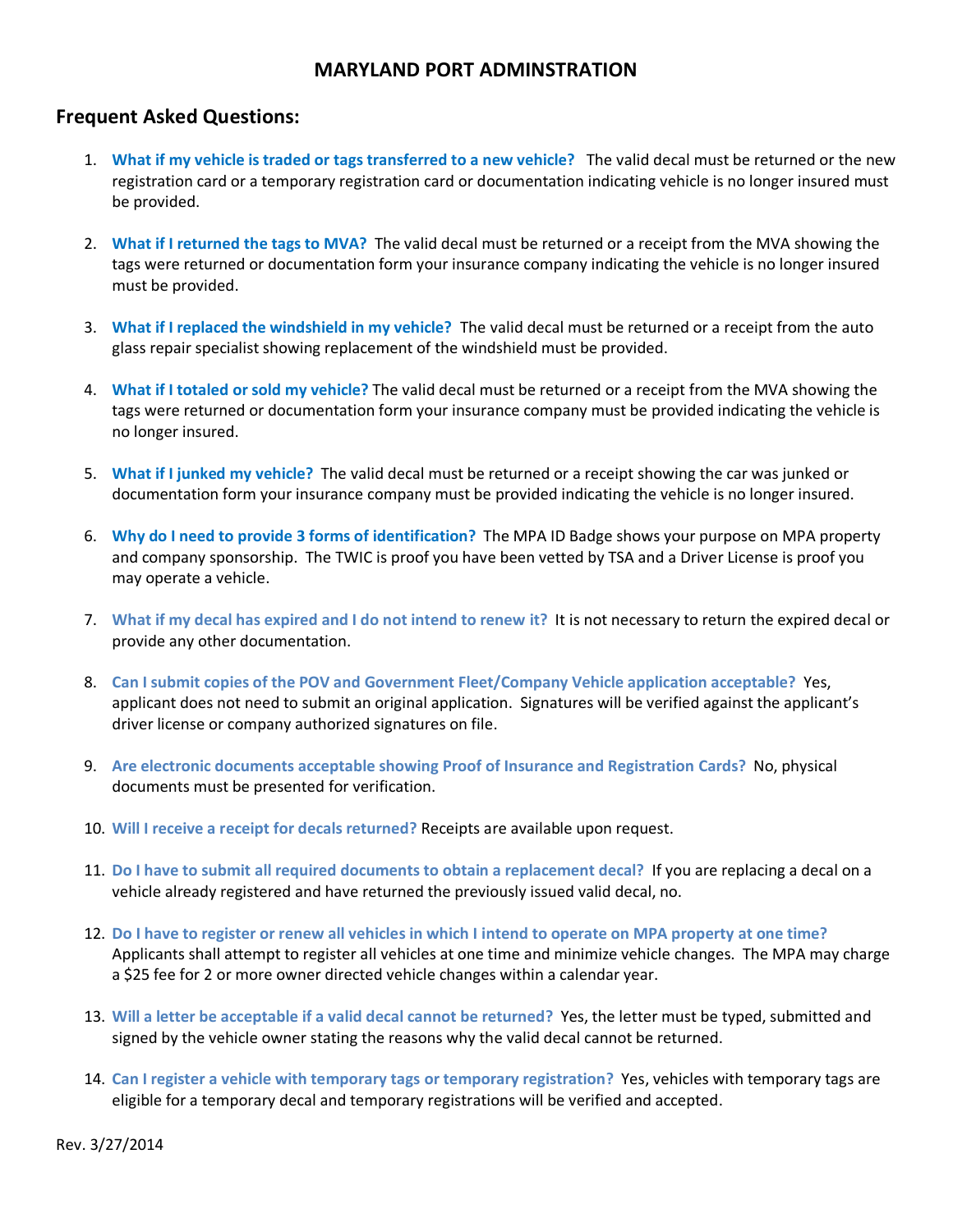# MARYLAND PORT ADMINSTRATION

## Frequent Asked Questions:

1. **What if my vehicle is traded or tags transferred to a new vehicle?** The valid decal must be returned or the new registration card or a temporary registration card or documentation indicating vehicle is no longer insured must be provided.

2. **What if I returned the tags to MVA?** The valid decal must be returned or a receipt from the MVA showing the tags were returned or documentation form your insurance company indicating the vehicle is no longer insured must be provided.

3. **What if I replaced the windshield in my vehicle?** The valid decal must be returned or a receipt from the auto glass repair specialist showing replacement of the windshield must be provided.

4. **What if I totaled or sold my vehicle?** The valid decal must be returned or a receipt from the MVA showing the tags were returned or documentation form your insurance company must be provided indicating the vehicle is no longer insured.

5. **What if I junked my vehicle?** The valid decal must be returned or a receipt showing the car was junked or documentation form your insurance company must be provided indicating the vehicle is no longer insured.

6. **Why do I need to provide 3 forms of identification?** The MPA ID Badge shows your purpose on MPA property and company sponsorship. The TWIC is proof you have been vetted by TSA and a Driver License is proof you may operate a vehicle.

7. **What if my decal has expired and I do not intend to renew it?** It is not necessary to return the expired decal or provide any other documentation.

8. **Can I submit copies of the POV and Government Fleet/Company Vehicle application acceptable?** Yes, applicant does not need to submit an original application. Signatures will be verified against the applicant's driver license or company authorized signatures on file.

9. **Are electronic documents acceptable showing Proof of Insurance and Registration Cards?** No, physical documents must be presented for verification.

10. **Will I receive a receipt for decals returned?** Receipts are available upon request.

11. **Do I have to submit all required documents to obtain a replacement decal?** If you are replacing a decal on a vehicle already registered and have returned the previously issued valid decal, no.

12. **Do I have to register or renew all vehicles in which I intend to operate on MPA property at one time?** Applicants shall attempt to register all vehicles at one time and minimize vehicle changes. The MPA may charge a $25 fee for 2 or more owner directed vehicle changes within a calendar year.

13. **Will a letter be acceptable if a valid decal cannot be returned?** Yes, the letter must be typed, submitted and signed by the vehicle owner stating the reasons why the valid decal cannot be returned.

14. **Can I register a vehicle with temporary tags or temporary registration?** Yes, vehicles with temporary tags are eligible for a temporary decal and temporary registrations will be verified and accepted.

Rev. 3/27/2014